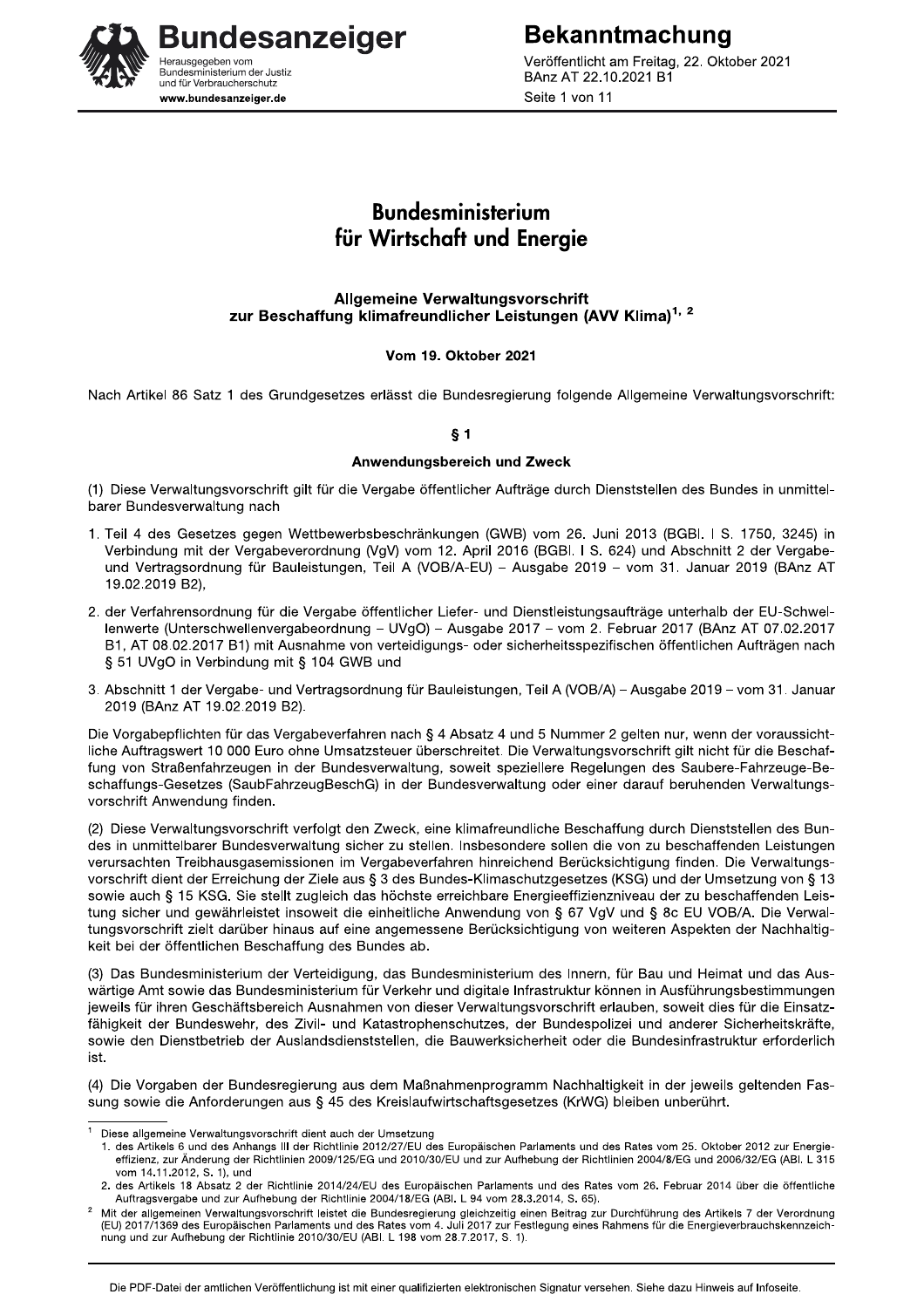# Bundesministerium für Wirtschaft und Energie

## Allgemeine Verwaltungsvorschrift zur Beschaffung klimafreundlicher Leistungen (AVV Klima)[1, 2]

**Vom 19. Oktober 2021**

Nach Artikel 86 Satz 1 des Grundgesetzes erlässt die Bundesregierung folgende Allgemeine Verwaltungsvorschrift:

### § 1

### Anwendungsbereich und Zweck

(1) Diese Verwaltungsvorschrift gilt für die Vergabe öffentlicher Aufträge durch Dienststellen des Bundes in unmittelbarer Bundesverwaltung nach

1. Teil 4 des Gesetzes gegen Wettbewerbsbeschränkungen (GWB) vom 26. Juni 2013 (BGBl. I S. 1750, 3245) in Verbindung mit der Vergabeverordnung (VgV) vom 12. April 2016 (BGBl. I S. 624) und Abschnitt 2 der Vergabe- und Vertragsordnung für Bauleistungen, Teil A (VOB/A-EU) – Ausgabe 2019 – vom 31. Januar 2019 (BAnz AT 19.02.2019 B2),
2. der Verfahrensordnung für die Vergabe öffentlicher Liefer- und Dienstleistungsaufträge unterhalb der EU-Schwellenwerte (Unterschwellenvergabeordnung – UVgO) – Ausgabe 2017 – vom 2. Februar 2017 (BAnz AT 07.02.2017 B1, AT 08.02.2017 B1) mit Ausnahme von verteidigungs- oder sicherheitsspezifischen öffentlichen Aufträgen nach § 51 UVgO in Verbindung mit § 104 GWB und
3. Abschnitt 1 der Vergabe- und Vertragsordnung für Bauleistungen, Teil A (VOB/A) – Ausgabe 2019 – vom 31. Januar 2019 (BAnz AT 19.02.2019 B2).

Die Vorgabepflichten für das Vergabeverfahren nach § 4 Absatz 4 und 5 Nummer 2 gelten nur, wenn der voraussichtliche Auftragswert 10 000 Euro ohne Umsatzsteuer überschreitet. Die Verwaltungsvorschrift gilt nicht für die Beschaffung von Straßenfahrzeugen in der Bundesverwaltung, soweit speziellere Regelungen des Saubere-Fahrzeuge-Beschaffungs-Gesetzes (SaubFahrzeugBeschG) in der Bundesverwaltung oder einer darauf beruhenden Verwaltungsvorschrift Anwendung finden.

(2) Diese Verwaltungsvorschrift verfolgt den Zweck, eine klimafreundliche Beschaffung durch Dienststellen des Bundes in unmittelbarer Bundesverwaltung sicher zu stellen. Insbesondere sollen die von zu beschaffenden Leistungen verursachten Treibhausgasemissionen im Vergabeverfahren hinreichend Berücksichtigung finden. Die Verwaltungsvorschrift dient der Erreichung der Ziele aus § 3 des Bundes-Klimaschutzgesetzes (KSG) und der Umsetzung von § 13 sowie auch § 15 KSG. Sie stellt zugleich das höchste erreichbare Energieeffizienzniveau der zu beschaffenden Leistung sicher und gewährleistet insoweit die einheitliche Anwendung von § 67 VgV und § 8c EU VOB/A. Die Verwaltungsvorschrift zielt darüber hinaus auf eine angemessene Berücksichtigung von weiteren Aspekten der Nachhaltigkeit bei der öffentlichen Beschaffung des Bundes ab.

(3) Das Bundesministerium der Verteidigung, das Bundesministerium des Innern, für Bau und Heimat und das Auswärtige Amt sowie das Bundesministerium für Verkehr und digitale Infrastruktur können in Ausführungsbestimmungen jeweils für ihren Geschäftsbereich Ausnahmen von dieser Verwaltungsvorschrift erlauben, soweit dies für die Einsatzfähigkeit der Bundeswehr, des Zivil- und Katastrophenschutzes, der Bundespolizei und anderer Sicherheitskräfte, sowie den Dienstbetrieb der Auslandsdienststellen, die Bauwerksicherheit oder die Bundesinfrastruktur erforderlich ist.

(4) Die Vorgaben der Bundesregierung aus dem Maßnahmenprogramm Nachhaltigkeit in der jeweils geltenden Fassung sowie die Anforderungen aus § 45 des Kreislaufwirtschaftsgesetzes (KrWG) bleiben unberührt.

---

[1] Diese allgemeine Verwaltungsvorschrift dient auch der Umsetzung
1. des Artikels 6 und des Anhangs III der Richtlinie 2012/27/EU des Europäischen Parlaments und des Rates vom 25. Oktober 2012 zur Energieeffizienz, zur Änderung der Richtlinien 2009/125/EG und 2010/30/EU und zur Aufhebung der Richtlinien 2004/8/EG und 2006/32/EG (ABl. L 315 vom 14.11.2012, S. 1), und
2. des Artikels 18 Absatz 2 der Richtlinie 2014/24/EU des Europäischen Parlaments und des Rates vom 26. Februar 2014 über die öffentliche Auftragsvergabe und zur Aufhebung der Richtlinie 2004/18/EG (ABl. L 94 vom 28.3.2014, S. 65).

[2] Mit der allgemeinen Verwaltungsvorschrift leistet die Bundesregierung gleichzeitig einen Beitrag zur Durchführung des Artikels 7 der Verordnung (EU) 2017/1369 des Europäischen Parlaments und des Rates vom 4. Juli 2017 zur Festlegung eines Rahmens für die Energieverbrauchskennzeichnung und zur Aufhebung der Richtlinie 2010/30/EU (ABl. L 198 vom 28.7.2017, S. 1).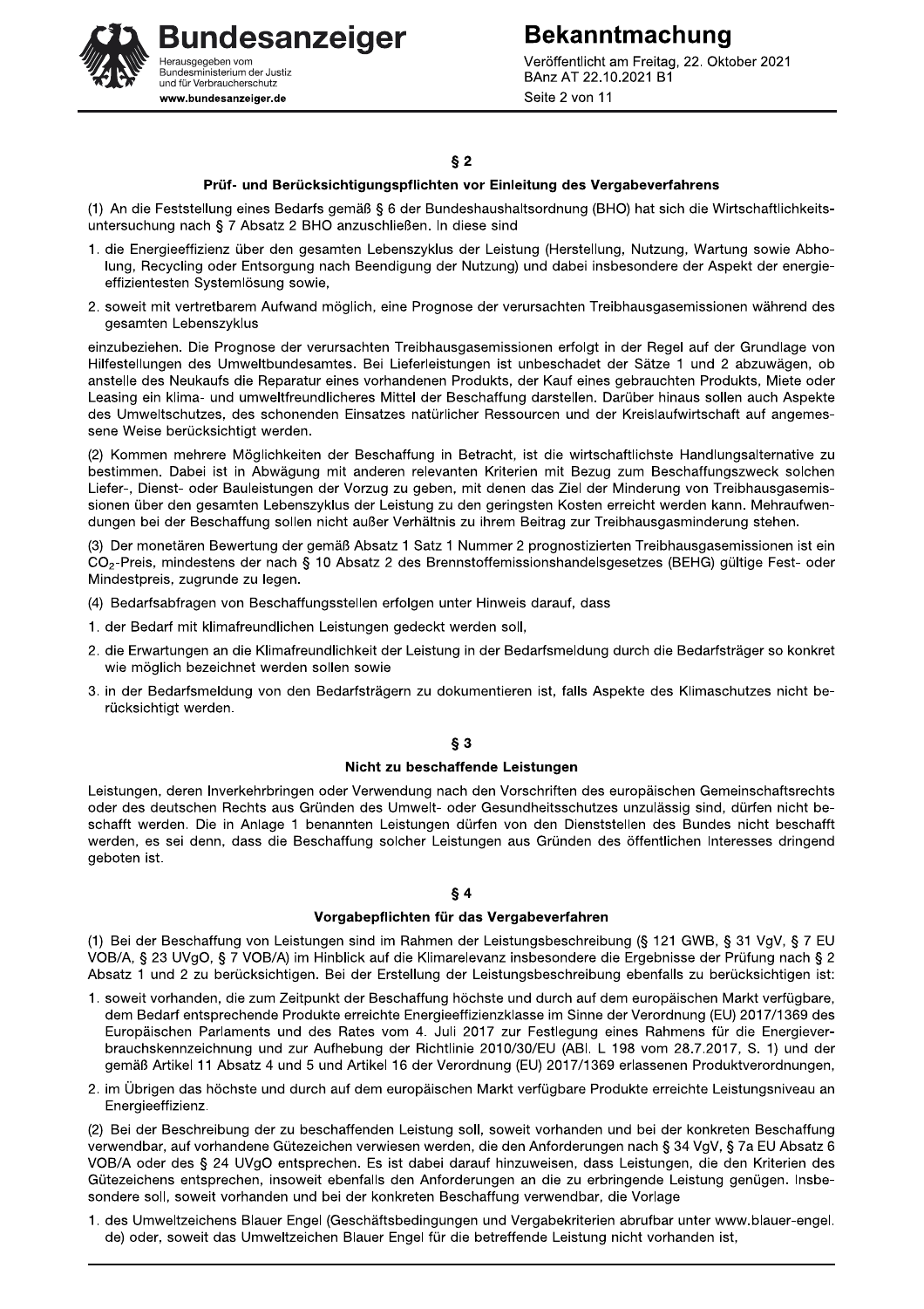## § 2

### Prüf- und Berücksichtigungspflichten vor Einleitung des Vergabeverfahrens

(1) An die Feststellung eines Bedarfs gemäß § 6 der Bundeshaushaltsordnung (BHO) hat sich die Wirtschaftlichkeitsuntersuchung nach § 7 Absatz 2 BHO anzuschließen. In diese sind

1. die Energieeffizienz über den gesamten Lebenszyklus der Leistung (Herstellung, Nutzung, Wartung sowie Abholung, Recycling oder Entsorgung nach Beendigung der Nutzung) und dabei insbesondere der Aspekt der energieeffizientesten Systemlösung sowie,
2. soweit mit vertretbarem Aufwand möglich, eine Prognose der verursachten Treibhausgasemissionen während des gesamten Lebenszyklus

einzubeziehen. Die Prognose der verursachten Treibhausgasemissionen erfolgt in der Regel auf der Grundlage von Hilfestellungen des Umweltbundesamtes. Bei Lieferleistungen ist unbeschadet der Sätze 1 und 2 abzuwägen, ob anstelle des Neukaufs die Reparatur eines vorhandenen Produkts, der Kauf eines gebrauchten Produkts, Miete oder Leasing ein klima- und umweltfreundlicheres Mittel der Beschaffung darstellen. Darüber hinaus sollen auch Aspekte des Umweltschutzes, des schonenden Einsatzes natürlicher Ressourcen und der Kreislaufwirtschaft auf angemessene Weise berücksichtigt werden.

(2) Kommen mehrere Möglichkeiten der Beschaffung in Betracht, ist die wirtschaftlichste Handlungsalternative zu bestimmen. Dabei ist in Abwägung mit anderen relevanten Kriterien mit Bezug zum Beschaffungszweck solchen Liefer-, Dienst- oder Bauleistungen der Vorzug zu geben, mit denen das Ziel der Minderung von Treibhausgasemissionen über den gesamten Lebenszyklus der Leistung zu den geringsten Kosten erreicht werden kann. Mehraufwendungen bei der Beschaffung sollen nicht außer Verhältnis zu ihrem Beitrag zur Treibhausgasminderung stehen.

(3) Der monetären Bewertung der gemäß Absatz 1 Satz 1 Nummer 2 prognostizierten Treibhausgasemissionen ist ein $CO_2$-Preis, mindestens der nach § 10 Absatz 2 des Brennstoffemissionshandelsgesetzes (BEHG) gültige Fest- oder Mindestpreis, zugrunde zu legen.

(4) Bedarfsabfragen von Beschaffungsstellen erfolgen unter Hinweis darauf, dass

1. der Bedarf mit klimafreundlichen Leistungen gedeckt werden soll,
2. die Erwartungen an die Klimafreundlichkeit der Leistung in der Bedarfsmeldung durch die Bedarfsträger so konkret wie möglich bezeichnet werden sollen sowie
3. in der Bedarfsmeldung von den Bedarfsträgern zu dokumentieren ist, falls Aspekte des Klimaschutzes nicht berücksichtigt werden.

## § 3

### Nicht zu beschaffende Leistungen

Leistungen, deren Inverkehrbringen oder Verwendung nach den Vorschriften des europäischen Gemeinschaftsrechts oder des deutschen Rechts aus Gründen des Umwelt- oder Gesundheitsschutzes unzulässig sind, dürfen nicht beschafft werden. Die in Anlage 1 benannten Leistungen dürfen von den Dienststellen des Bundes nicht beschafft werden, es sei denn, dass die Beschaffung solcher Leistungen aus Gründen des öffentlichen Interesses dringend geboten ist.

## § 4

### Vorgabepflichten für das Vergabeverfahren

(1) Bei der Beschaffung von Leistungen sind im Rahmen der Leistungsbeschreibung (§ 121 GWB, § 31 VgV, § 7 EU VOB/A, § 23 UVgO, § 7 VOB/A) im Hinblick auf die Klimarelevanz insbesondere die Ergebnisse der Prüfung nach § 2 Absatz 1 und 2 zu berücksichtigen. Bei der Erstellung der Leistungsbeschreibung ebenfalls zu berücksichtigen ist:

1. soweit vorhanden, die zum Zeitpunkt der Beschaffung höchste und durch auf dem europäischen Markt verfügbare, dem Bedarf entsprechende Produkte erreichte Energieeffizienzklasse im Sinne der Verordnung (EU) 2017/1369 des Europäischen Parlaments und des Rates vom 4. Juli 2017 zur Festlegung eines Rahmens für die Energieverbrauchskennzeichnung und zur Aufhebung der Richtlinie 2010/30/EU (ABl. L 198 vom 28.7.2017, S. 1) und der gemäß Artikel 11 Absatz 4 und 5 und Artikel 16 der Verordnung (EU) 2017/1369 erlassenen Produktverordnungen,
2. im Übrigen das höchste und durch auf dem europäischen Markt verfügbare Produkte erreichte Leistungsniveau an Energieeffizienz.

(2) Bei der Beschreibung der zu beschaffenden Leistung soll, soweit vorhanden und bei der konkreten Beschaffung verwendbar, auf vorhandene Gütezeichen verwiesen werden, die den Anforderungen nach § 34 VgV, § 7a EU Absatz 6 VOB/A oder des § 24 UVgO entsprechen. Es ist dabei darauf hinzuweisen, dass Leistungen, die den Kriterien des Gütezeichens entsprechen, insoweit ebenfalls den Anforderungen an die zu erbringende Leistung genügen. Insbesondere soll, soweit vorhanden und bei der konkreten Beschaffung verwendbar, die Vorlage

1. des Umweltzeichens Blauer Engel (Geschäftsbedingungen und Vergabekriterien abrufbar unter www.blauer-engel.de) oder, soweit das Umweltzeichen Blauer Engel für die betreffende Leistung nicht vorhanden ist,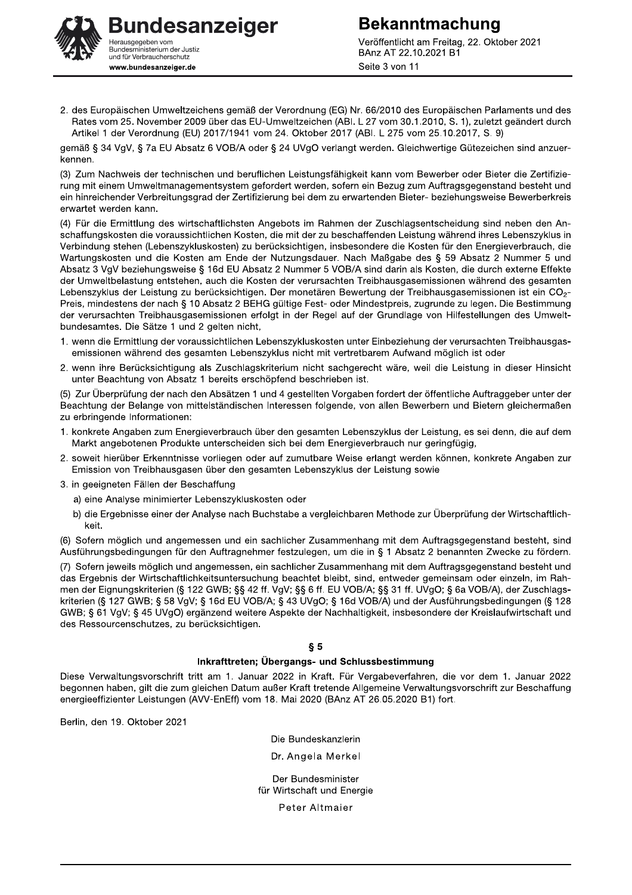2. des Europäischen Umweltzeichens gemäß der Verordnung (EG) Nr. 66/2010 des Europäischen Parlaments und des Rates vom 25. November 2009 über das EU-Umweltzeichen (ABl. L 27 vom 30.1.2010, S. 1), zuletzt geändert durch Artikel 1 der Verordnung (EU) 2017/1941 vom 24. Oktober 2017 (ABl. L 275 vom 25.10.2017, S. 9)

gemäß § 34 VgV, § 7a EU Absatz 6 VOB/A oder § 24 UVgO verlangt werden. Gleichwertige Gütezeichen sind anzuerkennen.

(3) Zum Nachweis der technischen und beruflichen Leistungsfähigkeit kann vom Bewerber oder Bieter die Zertifizierung mit einem Umweltmanagementsystem gefordert werden, sofern ein Bezug zum Auftragsgegenstand besteht und ein hinreichender Verbreitungsgrad der Zertifizierung bei dem zu erwartenden Bieter- beziehungsweise Bewerberkreis erwartet werden kann.

(4) Für die Ermittlung des wirtschaftlichsten Angebots im Rahmen der Zuschlagsentscheidung sind neben den Anschaffungskosten die voraussichtlichen Kosten, die mit der zu beschaffenden Leistung während ihres Lebenszyklus in Verbindung stehen (Lebenszykluskosten) zu berücksichtigen, insbesondere die Kosten für den Energieverbrauch, die Wartungskosten und die Kosten am Ende der Nutzungsdauer. Nach Maßgabe des § 59 Absatz 2 Nummer 5 und Absatz 3 VgV beziehungsweise § 16d EU Absatz 2 Nummer 5 VOB/A sind darin als Kosten, die durch externe Effekte der Umweltbelastung entstehen, auch die Kosten der verursachten Treibhausgasemissionen während des gesamten Lebenszyklus der Leistung zu berücksichtigen. Der monetären Bewertung der Treibhausgasemissionen ist ein $CO_2$-Preis, mindestens der nach § 10 Absatz 2 BEHG gültige Fest- oder Mindestpreis, zugrunde zu legen. Die Bestimmung der verursachten Treibhausgasemissionen erfolgt in der Regel auf der Grundlage von Hilfestellungen des Umweltbundesamtes. Die Sätze 1 und 2 gelten nicht,

1. wenn die Ermittlung der voraussichtlichen Lebenszykluskosten unter Einbeziehung der verursachten Treibhausgasemissionen während des gesamten Lebenszyklus nicht mit vertretbarem Aufwand möglich ist oder
2. wenn ihre Berücksichtigung als Zuschlagskriterium nicht sachgerecht wäre, weil die Leistung in dieser Hinsicht unter Beachtung von Absatz 1 bereits erschöpfend beschrieben ist.

(5) Zur Überprüfung der nach den Absätzen 1 und 4 gestellten Vorgaben fordert der öffentliche Auftraggeber unter der Beachtung der Belange von mittelständischen Interessen folgende, von allen Bewerbern und Bietern gleichermaßen zu erbringende Informationen:

1. konkrete Angaben zum Energieverbrauch über den gesamten Lebenszyklus der Leistung, es sei denn, die auf dem Markt angebotenen Produkte unterscheiden sich bei dem Energieverbrauch nur geringfügig,
2. soweit hierüber Erkenntnisse vorliegen oder auf zumutbare Weise erlangt werden können, konkrete Angaben zur Emission von Treibhausgasen über den gesamten Lebenszyklus der Leistung sowie
3. in geeigneten Fällen der Beschaffung
   a) eine Analyse minimierter Lebenszykluskosten oder
   b) die Ergebnisse einer der Analyse nach Buchstabe a vergleichbaren Methode zur Überprüfung der Wirtschaftlichkeit.

(6) Sofern möglich und angemessen und ein sachlicher Zusammenhang mit dem Auftragsgegenstand besteht, sind Ausführungsbedingungen für den Auftragnehmer festzulegen, um die in § 1 Absatz 2 benannten Zwecke zu fördern.

(7) Sofern jeweils möglich und angemessen, ein sachlicher Zusammenhang mit dem Auftragsgegenstand besteht und das Ergebnis der Wirtschaftlichkeitsuntersuchung beachtet bleibt, sind, entweder gemeinsam oder einzeln, im Rahmen der Eignungskriterien (§ 122 GWB; §§ 42 ff. VgV; §§ 6 ff. EU VOB/A; §§ 31 ff. UVgO; § 6a VOB/A), der Zuschlagskriterien (§ 127 GWB; § 58 VgV; § 16d EU VOB/A; § 43 UVgO; § 16d VOB/A) und der Ausführungsbedingungen (§ 128 GWB; § 61 VgV; § 45 UVgO) ergänzend weitere Aspekte der Nachhaltigkeit, insbesondere der Kreislaufwirtschaft und des Ressourcenschutzes, zu berücksichtigen.

## § 5

### Inkrafttreten; Übergangs- und Schlussbestimmung

Diese Verwaltungsvorschrift tritt am 1. Januar 2022 in Kraft. Für Vergabeverfahren, die vor dem 1. Januar 2022 begonnen haben, gilt die zum gleichen Datum außer Kraft tretende Allgemeine Verwaltungsvorschrift zur Beschaffung energieeffizienter Leistungen (AVV-EnEff) vom 18. Mai 2020 (BAnz AT 26.05.2020 B1) fort.

Berlin, den 19. Oktober 2021

Die Bundeskanzlerin

Dr. Angela Merkel

Der Bundesminister
für Wirtschaft und Energie

Peter Altmaier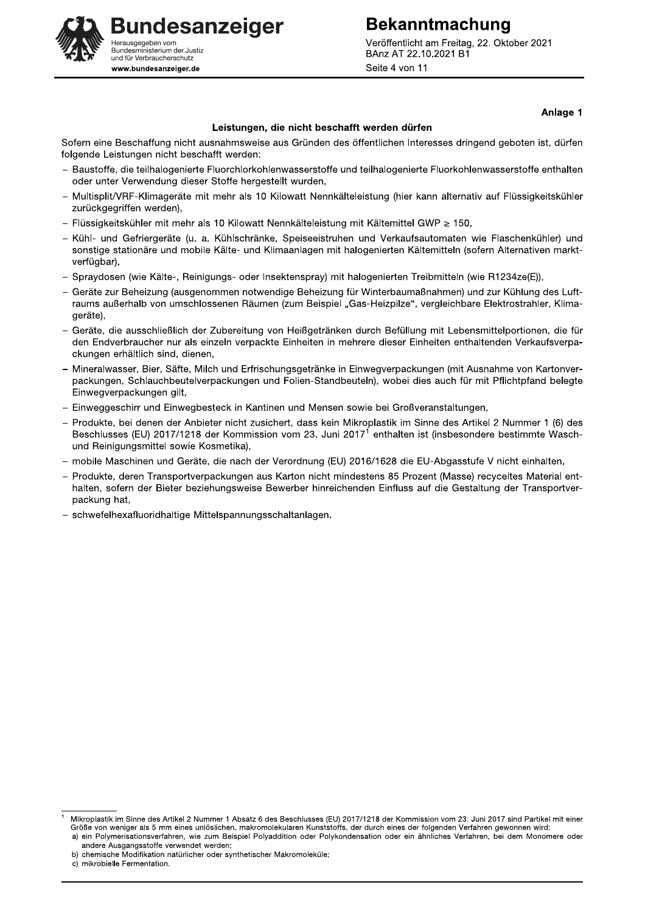**Anlage 1**

**Leistungen, die nicht beschafft werden dürfen**

Sofern eine Beschaffung nicht ausnahmsweise aus Gründen des öffentlichen Interesses dringend geboten ist, dürfen folgende Leistungen nicht beschafft werden:

- Baustoffe, die teilhalogenierte Fluorchlorkohlenwasserstoffe und teilhalogenierte Fluorkohlenwasserstoffe enthalten oder unter Verwendung dieser Stoffe hergestellt wurden,
- Multisplit/VRF-Klimageräte mit mehr als 10 Kilowatt Nennkälteleistung (hier kann alternativ auf Flüssigkeitskühler zurückgegriffen werden),
- Flüssigkeitskühler mit mehr als 10 Kilowatt Nennkälteleistung mit Kältemittel GWP ≥ 150,
- Kühl- und Gefriergeräte (u. a. Kühlschränke, Speiseeistruhen und Verkaufsautomaten wie Flaschenkühler) und sonstige stationäre und mobile Kälte- und Klimaanlagen mit halogenierten Kältemitteln (sofern Alternativen marktverfügbar),
- Spraydosen (wie Kälte-, Reinigungs- oder Insektenspray) mit halogenierten Treibmitteln (wie R1234ze(E)),
- Geräte zur Beheizung (ausgenommen notwendige Beheizung für Winterbaumaßnahmen) und zur Kühlung des Luftraums außerhalb von umschlossenen Räumen (zum Beispiel „Gas-Heizpilze", vergleichbare Elektrostrahler, Klimageräte),
- Geräte, die ausschließlich der Zubereitung von Heißgetränken durch Befüllung mit Lebensmittelportionen, die für den Endverbraucher nur als einzeln verpackte Einheiten in mehrere dieser Einheiten enthaltenden Verkaufsverpackungen erhältlich sind, dienen,
- Mineralwasser, Bier, Säfte, Milch und Erfrischungsgetränke in Einwegverpackungen (mit Ausnahme von Kartonverpackungen, Schlauchbeutelverpackungen und Folien-Standbeuteln), wobei dies auch für mit Pflichtpfand belegte Einwegverpackungen gilt,
- Einweggeschirr und Einwegbesteck in Kantinen und Mensen sowie bei Großveranstaltungen,
- Produkte, bei denen der Anbieter nicht zusichert, dass kein Mikroplastik im Sinne des Artikel 2 Nummer 1 (6) des Beschlusses (EU) 2017/1218 der Kommission vom 23. Juni 2017[1] enthalten ist (insbesondere bestimmte Wasch- und Reinigungsmittel sowie Kosmetika),
- mobile Maschinen und Geräte, die nach der Verordnung (EU) 2016/1628 die EU-Abgasstufe V nicht einhalten,
- Produkte, deren Transportverpackungen aus Karton nicht mindestens 85 Prozent (Masse) recyceltes Material enthalten, sofern der Bieter beziehungsweise Bewerber hinreichenden Einfluss auf die Gestaltung der Transportverpackung hat,
- schwefelhexafluoridhaltige Mittelspannungsschaltanlagen.

---

[1] Mikroplastik im Sinne des Artikel 2 Nummer 1 Absatz 6 des Beschlusses (EU) 2017/1218 der Kommission vom 23. Juni 2017 sind Partikel mit einer Größe von weniger als 5 mm eines unlöslichen, makromolekularen Kunststoffs, der durch eines der folgenden Verfahren gewonnen wird:
a) ein Polymerisationsverfahren, wie zum Beispiel Polyaddition oder Polykondensation oder ein ähnliches Verfahren, bei dem Monomere oder andere Ausgangsstoffe verwendet werden;
b) chemische Modifikation natürlicher oder synthetischer Makromoleküle;
c) mikrobielle Fermentation.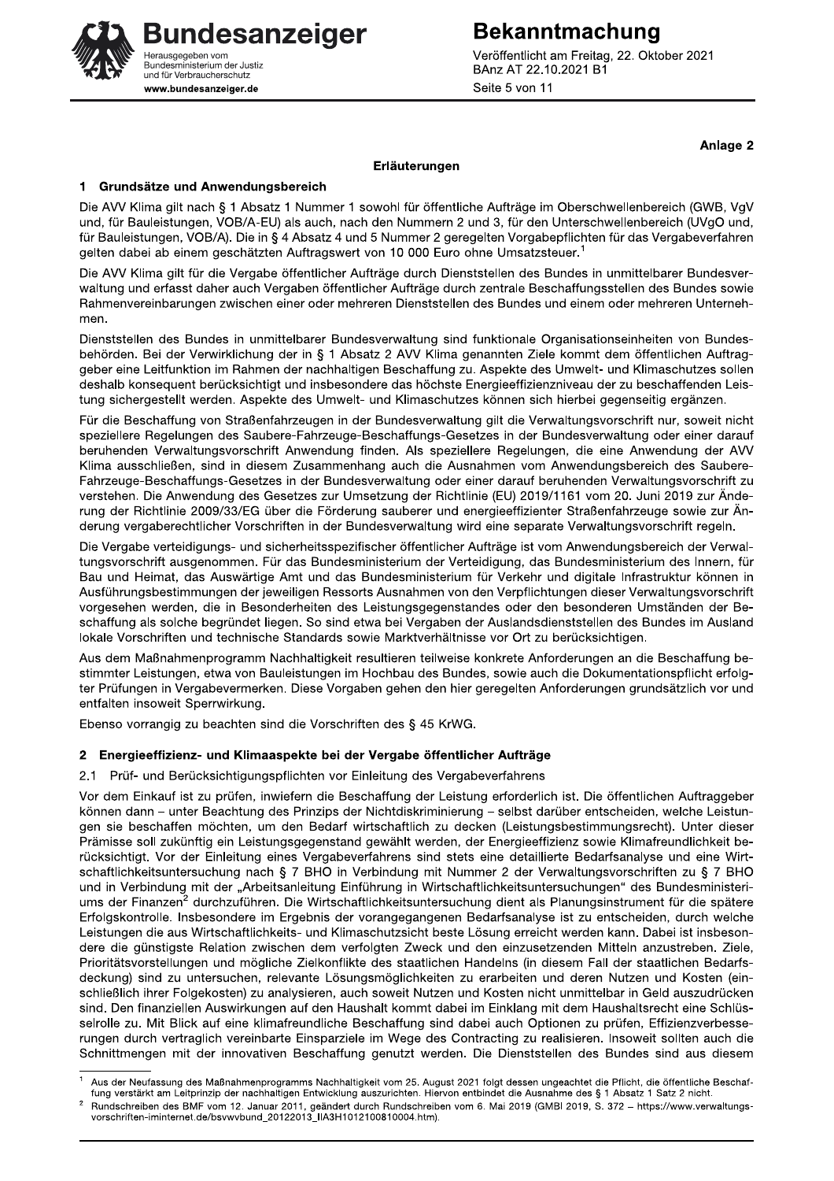**Anlage 2**

## Erläuterungen

### 1 Grundsätze und Anwendungsbereich

Die AVV Klima gilt nach § 1 Absatz 1 Nummer 1 sowohl für öffentliche Aufträge im Oberschwellenbereich (GWB, VgV und, für Bauleistungen, VOB/A-EU) als auch, nach den Nummern 2 und 3, für den Unterschwellenbereich (UVgO und, für Bauleistungen, VOB/A). Die in § 4 Absatz 4 und 5 Nummer 2 geregelten Vorgabepflichten für das Vergabeverfahren gelten dabei ab einem geschätzten Auftragswert von 10 000 Euro ohne Umsatzsteuer.[1]

Die AVV Klima gilt für die Vergabe öffentlicher Aufträge durch Dienststellen des Bundes in unmittelbarer Bundesverwaltung und erfasst daher auch Vergaben öffentlicher Aufträge durch zentrale Beschaffungsstellen des Bundes sowie Rahmenvereinbarungen zwischen einer oder mehreren Dienststellen des Bundes und einem oder mehreren Unternehmen.

Dienststellen des Bundes in unmittelbarer Bundesverwaltung sind funktionale Organisationseinheiten von Bundesbehörden. Bei der Verwirklichung der in § 1 Absatz 2 AVV Klima genannten Ziele kommt dem öffentlichen Auftraggeber eine Leitfunktion im Rahmen der nachhaltigen Beschaffung zu. Aspekte des Umwelt- und Klimaschutzes sollen deshalb konsequent berücksichtigt und insbesondere das höchste Energieeffizienzniveau der zu beschaffenden Leistung sichergestellt werden. Aspekte des Umwelt- und Klimaschutzes können sich hierbei gegenseitig ergänzen.

Für die Beschaffung von Straßenfahrzeugen in der Bundesverwaltung gilt die Verwaltungsvorschrift nur, soweit nicht speziellere Regelungen des Saubere-Fahrzeuge-Beschaffungs-Gesetzes in der Bundesverwaltung oder einer darauf beruhenden Verwaltungsvorschrift Anwendung finden. Als speziellere Regelungen, die eine Anwendung der AVV Klima ausschließen, sind in diesem Zusammenhang auch die Ausnahmen vom Anwendungsbereich des Saubere-Fahrzeuge-Beschaffungs-Gesetzes in der Bundesverwaltung oder einer darauf beruhenden Verwaltungsvorschrift zu verstehen. Die Anwendung des Gesetzes zur Umsetzung der Richtlinie (EU) 2019/1161 vom 20. Juni 2019 zur Änderung der Richtlinie 2009/33/EG über die Förderung sauberer und energieeffizienter Straßenfahrzeuge sowie zur Änderung vergaberechtlicher Vorschriften in der Bundesverwaltung wird eine separate Verwaltungsvorschrift regeln.

Die Vergabe verteidigungs- und sicherheitsspezifischer öffentlicher Aufträge ist vom Anwendungsbereich der Verwaltungsvorschrift ausgenommen. Für das Bundesministerium der Verteidigung, das Bundesministerium des Innern, für Bau und Heimat, das Auswärtige Amt und das Bundesministerium für Verkehr und digitale Infrastruktur können in Ausführungsbestimmungen der jeweiligen Ressorts Ausnahmen von den Verpflichtungen dieser Verwaltungsvorschrift vorgesehen werden, die in Besonderheiten des Leistungsgegenstandes oder den besonderen Umständen der Beschaffung als solche begründet liegen. So sind etwa bei Vergaben der Auslandsdienststellen des Bundes im Ausland lokale Vorschriften und technische Standards sowie Marktverhältnisse vor Ort zu berücksichtigen.

Aus dem Maßnahmenprogramm Nachhaltigkeit resultieren teilweise konkrete Anforderungen an die Beschaffung bestimmter Leistungen, etwa von Bauleistungen im Hochbau des Bundes, sowie auch die Dokumentationspflicht erfolgter Prüfungen in Vergabevermerken. Diese Vorgaben gehen den hier geregelten Anforderungen grundsätzlich vor und entfalten insoweit Sperrwirkung.

Ebenso vorrangig zu beachten sind die Vorschriften des § 45 KrWG.

### 2 Energieeffizienz- und Klimaaspekte bei der Vergabe öffentlicher Aufträge

#### 2.1 Prüf- und Berücksichtigungspflichten vor Einleitung des Vergabeverfahrens

Vor dem Einkauf ist zu prüfen, inwiefern die Beschaffung der Leistung erforderlich ist. Die öffentlichen Auftraggeber können dann – unter Beachtung des Prinzips der Nichtdiskriminierung – selbst darüber entscheiden, welche Leistungen sie beschaffen möchten, um den Bedarf wirtschaftlich zu decken (Leistungsbestimmungsrecht). Unter dieser Prämisse soll zukünftig ein Leistungsgegenstand gewählt werden, der Energieeffizienz sowie Klimafreundlichkeit berücksichtigt. Vor der Einleitung eines Vergabeverfahrens sind stets eine detaillierte Bedarfsanalyse und eine Wirtschaftlichkeitsuntersuchung nach § 7 BHO in Verbindung mit Nummer 2 der Verwaltungsvorschriften zu § 7 BHO und in Verbindung mit der „Arbeitsanleitung Einführung in Wirtschaftlichkeitsuntersuchungen" des Bundesministeriums der Finanzen[2] durchzuführen. Die Wirtschaftlichkeitsuntersuchung dient als Planungsinstrument für die spätere Erfolgskontrolle. Insbesondere im Ergebnis der vorangegangenen Bedarfsanalyse ist zu entscheiden, durch welche Leistungen die aus Wirtschaftlichkeits- und Klimaschutzsicht beste Lösung erreicht werden kann. Dabei ist insbesondere die günstigste Relation zwischen dem verfolgten Zweck und den einzusetzenden Mitteln anzustreben. Ziele, Prioritätsvorstellungen und mögliche Zielkonflikte des staatlichen Handelns (in diesem Fall der staatlichen Bedarfsdeckung) sind zu untersuchen, relevante Lösungsmöglichkeiten zu erarbeiten und deren Nutzen und Kosten (einschließlich ihrer Folgekosten) zu analysieren, auch soweit Nutzen und Kosten nicht unmittelbar in Geld auszudrücken sind. Den finanziellen Auswirkungen auf den Haushalt kommt dabei im Einklang mit dem Haushaltsrecht eine Schlüsselrolle zu. Mit Blick auf eine klimafreundliche Beschaffung sind dabei auch Optionen zu prüfen, Effizienzverbesserungen durch vertraglich vereinbarte Einsparziele im Wege des Contracting zu realisieren. Insoweit sollten auch die Schnittmengen mit der innovativen Beschaffung genutzt werden. Die Dienststellen des Bundes sind aus diesem

---

[1] Aus der Neufassung des Maßnahmenprogramms Nachhaltigkeit vom 25. August 2021 folgt dessen ungeachtet die Pflicht, die öffentliche Beschaffung verstärkt am Leitprinzip der nachhaltigen Entwicklung auszurichten. Hiervon entbindet die Ausnahme des § 1 Absatz 1 Satz 2 nicht.

[2] Rundschreiben des BMF vom 12. Januar 2011, geändert durch Rundschreiben vom 6. Mai 2019 (GMBl 2019, S. 372 – https://www.verwaltungsvorschriften-iminternet.de/bsvwvbund_20122013_IIA3H1012100810004.htm).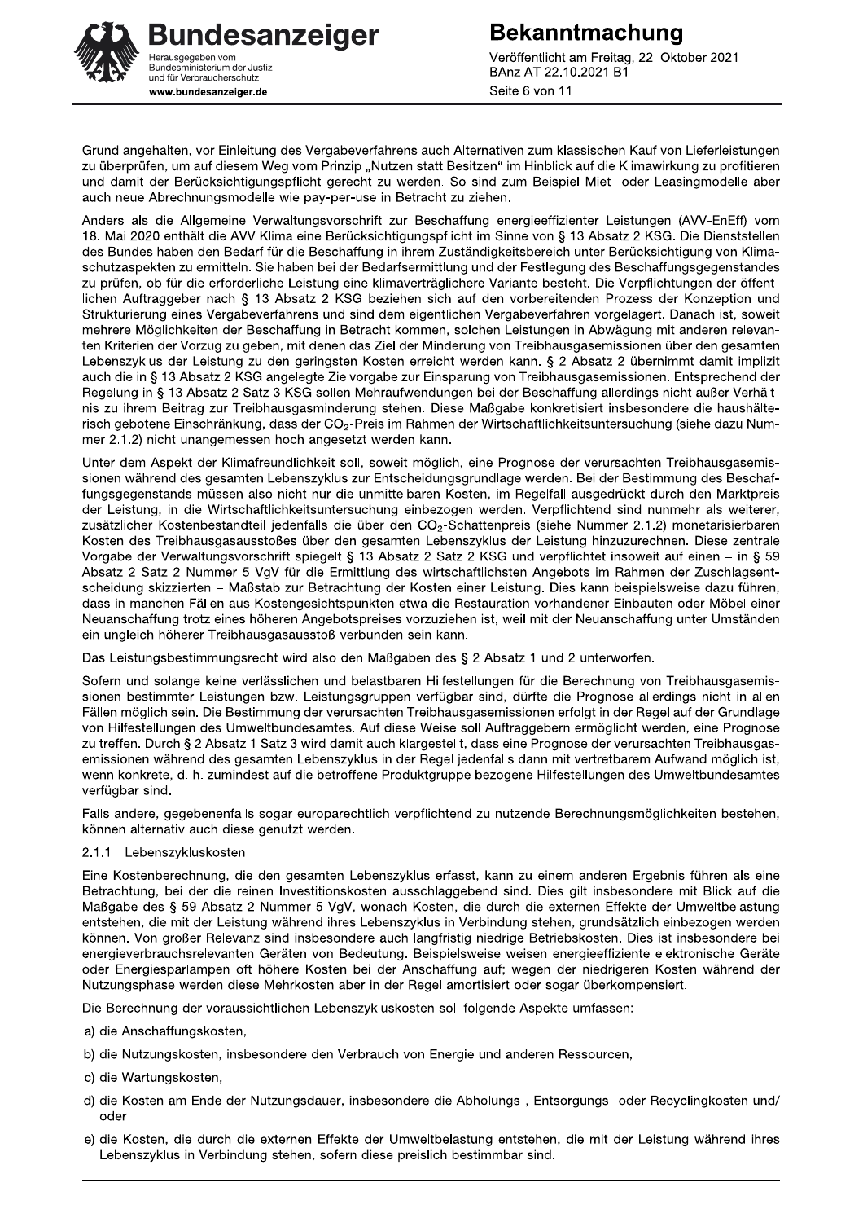Grund angehalten, vor Einleitung des Vergabeverfahrens auch Alternativen zum klassischen Kauf von Lieferleistungen zu überprüfen, um auf diesem Weg vom Prinzip „Nutzen statt Besitzen" im Hinblick auf die Klimawirkung zu profitieren und damit der Berücksichtigungspflicht gerecht zu werden. So sind zum Beispiel Miet- oder Leasingmodelle aber auch neue Abrechnungsmodelle wie pay-per-use in Betracht zu ziehen.

Anders als die Allgemeine Verwaltungsvorschrift zur Beschaffung energieeffizienter Leistungen (AVV-EnEff) vom 18. Mai 2020 enthält die AVV Klima eine Berücksichtigungspflicht im Sinne von § 13 Absatz 2 KSG. Die Dienststellen des Bundes haben den Bedarf für die Beschaffung in ihrem Zuständigkeitsbereich unter Berücksichtigung von Klimaschutzaspekten zu ermitteln. Sie haben bei der Bedarfsermittlung und der Festlegung des Beschaffungsgegenstandes zu prüfen, ob für die erforderliche Leistung eine klimaverträglichere Variante besteht. Die Verpflichtungen der öffentlichen Auftraggeber nach § 13 Absatz 2 KSG beziehen sich auf den vorbereitenden Prozess der Konzeption und Strukturierung eines Vergabeverfahrens und sind dem eigentlichen Vergabeverfahren vorgelagert. Danach ist, soweit mehrere Möglichkeiten der Beschaffung in Betracht kommen, solchen Leistungen in Abwägung mit anderen relevanten Kriterien der Vorzug zu geben, mit denen das Ziel der Minderung von Treibhausgasemissionen über den gesamten Lebenszyklus der Leistung zu den geringsten Kosten erreicht werden kann. § 2 Absatz 2 übernimmt damit implizit auch die in § 13 Absatz 2 KSG angelegte Zielvorgabe zur Einsparung von Treibhausgasemissionen. Entsprechend der Regelung in § 13 Absatz 2 Satz 3 KSG sollen Mehraufwendungen bei der Beschaffung allerdings nicht außer Verhältnis zu ihrem Beitrag zur Treibhausgasminderung stehen. Diese Maßgabe konkretisiert insbesondere die haushälterisch gebotene Einschränkung, dass der $CO_2$-Preis im Rahmen der Wirtschaftlichkeitsuntersuchung (siehe dazu Nummer 2.1.2) nicht unangemessen hoch angesetzt werden kann.

Unter dem Aspekt der Klimafreundlichkeit soll, soweit möglich, eine Prognose der verursachten Treibhausgasemissionen während des gesamten Lebenszyklus zur Entscheidungsgrundlage werden. Bei der Bestimmung des Beschaffungsgegenstands müssen also nicht nur die unmittelbaren Kosten, im Regelfall ausgedrückt durch den Marktpreis der Leistung, in die Wirtschaftlichkeitsuntersuchung einbezogen werden. Verpflichtend sind nunmehr als weiterer, zusätzlicher Kostenbestandteil jedenfalls die über den $CO_2$-Schattenpreis (siehe Nummer 2.1.2) monetarisierbaren Kosten des Treibhausgasausstoßes über den gesamten Lebenszyklus der Leistung hinzuzurechnen. Diese zentrale Vorgabe der Verwaltungsvorschrift spiegelt § 13 Absatz 2 Satz 2 KSG und verpflichtet insoweit auf einen – in § 59 Absatz 2 Satz 2 Nummer 5 VgV für die Ermittlung des wirtschaftlichsten Angebots im Rahmen der Zuschlagsentscheidung skizzierten – Maßstab zur Betrachtung der Kosten einer Leistung. Dies kann beispielsweise dazu führen, dass in manchen Fällen aus Kostengesichtspunkten etwa die Restauration vorhandener Einbauten oder Möbel einer Neuanschaffung trotz eines höheren Angebotspreises vorzuziehen ist, weil mit der Neuanschaffung unter Umständen ein ungleich höherer Treibhausgasausstoß verbunden sein kann.

Das Leistungsbestimmungsrecht wird also den Maßgaben des § 2 Absatz 1 und 2 unterworfen.

Sofern und solange keine verlässlichen und belastbaren Hilfestellungen für die Berechnung von Treibhausgasemissionen bestimmter Leistungen bzw. Leistungsgruppen verfügbar sind, dürfte die Prognose allerdings nicht in allen Fällen möglich sein. Die Bestimmung der verursachten Treibhausgasemissionen erfolgt in der Regel auf der Grundlage von Hilfestellungen des Umweltbundesamtes. Auf diese Weise soll Auftraggebern ermöglicht werden, eine Prognose zu treffen. Durch § 2 Absatz 1 Satz 3 wird damit auch klargestellt, dass eine Prognose der verursachten Treibhausgasemissionen während des gesamten Lebenszyklus in der Regel jedenfalls dann mit vertretbarem Aufwand möglich ist, wenn konkrete, d. h. zumindest auf die betroffene Produktgruppe bezogene Hilfestellungen des Umweltbundesamtes verfügbar sind.

Falls andere, gegebenenfalls sogar europarechtlich verpflichtend zu nutzende Berechnungsmöglichkeiten bestehen, können alternativ auch diese genutzt werden.

#### 2.1.1 Lebenszykluskosten

Eine Kostenberechnung, die den gesamten Lebenszyklus erfasst, kann zu einem anderen Ergebnis führen als eine Betrachtung, bei der die reinen Investitionskosten ausschlaggebend sind. Dies gilt insbesondere mit Blick auf die Maßgabe des § 59 Absatz 2 Nummer 5 VgV, wonach Kosten, die durch die externen Effekte der Umweltbelastung entstehen, die mit der Leistung während ihres Lebenszyklus in Verbindung stehen, grundsätzlich einbezogen werden können. Von großer Relevanz sind insbesondere auch langfristig niedrige Betriebskosten. Dies ist insbesondere bei energieverbrauchsrelevanten Geräten von Bedeutung. Beispielsweise weisen energieeffiziente elektronische Geräte oder Energiesparlampen oft höhere Kosten bei der Anschaffung auf; wegen der niedrigeren Kosten während der Nutzungsphase werden diese Mehrkosten aber in der Regel amortisiert oder sogar überkompensiert.

Die Berechnung der voraussichtlichen Lebenszykluskosten soll folgende Aspekte umfassen:

a) die Anschaffungskosten,

b) die Nutzungskosten, insbesondere den Verbrauch von Energie und anderen Ressourcen,

c) die Wartungskosten,

d) die Kosten am Ende der Nutzungsdauer, insbesondere die Abholungs-, Entsorgungs- oder Recyclingkosten und/oder

e) die Kosten, die durch die externen Effekte der Umweltbelastung entstehen, die mit der Leistung während ihres Lebenszyklus in Verbindung stehen, sofern diese preislich bestimmbar sind.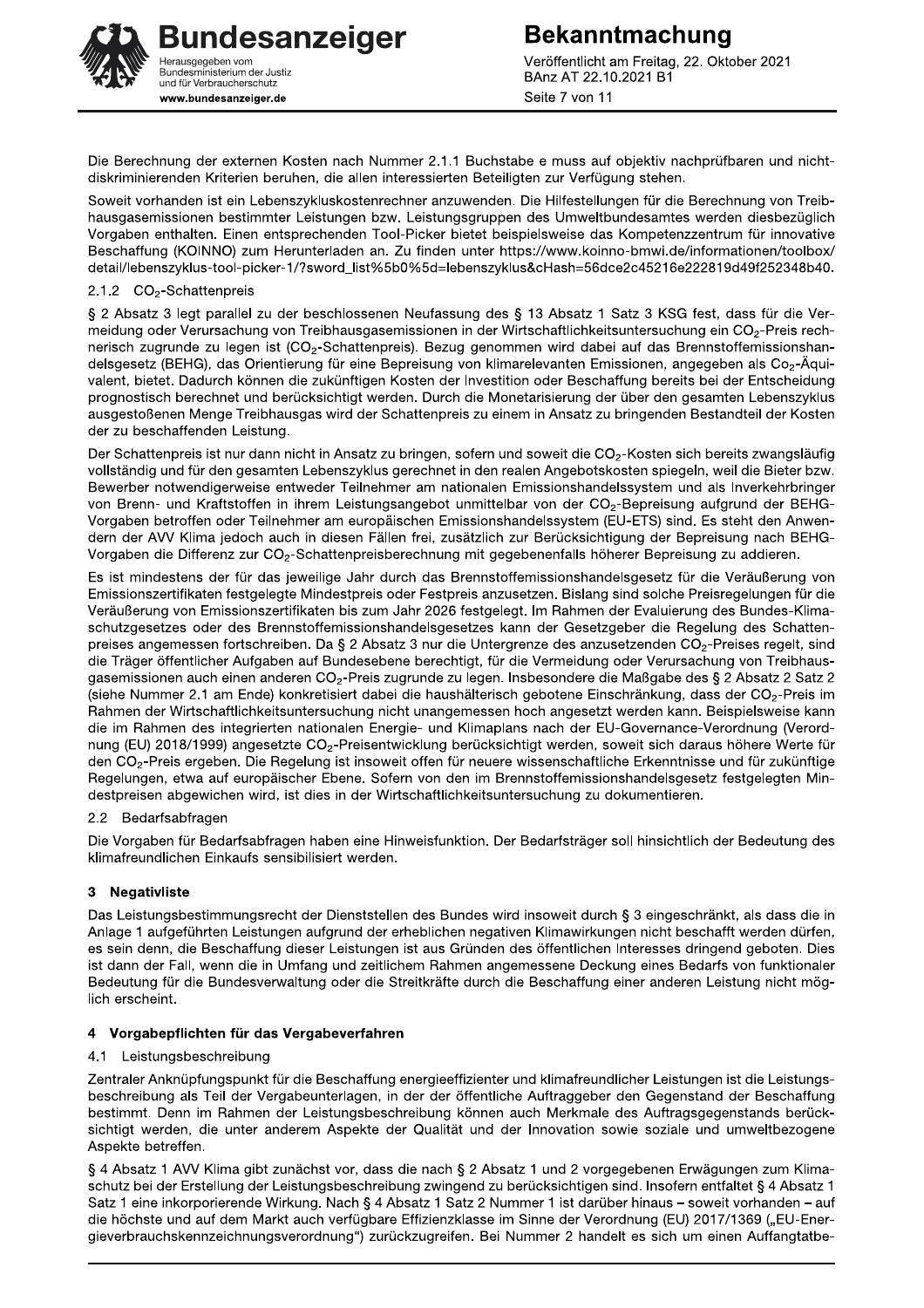Die Berechnung der externen Kosten nach Nummer 2.1.1 Buchstabe e muss auf objektiv nachprüfbaren und nicht-diskriminierenden Kriterien beruhen, die allen interessierten Beteiligten zur Verfügung stehen.

Soweit vorhanden ist ein Lebenszykluskostenrechner anzuwenden. Die Hilfestellungen für die Berechnung von Treibhausgasemissionen bestimmter Leistungen bzw. Leistungsgruppen des Umweltbundesamtes werden diesbezüglich Vorgaben enthalten. Einen entsprechenden Tool-Picker bietet beispielsweise das Kompetenzzentrum für innovative Beschaffung (KOINNO) zum Herunterladen an. Zu finden unter https://www.koinno-bmwi.de/informationen/toolbox/detail/lebenszyklus-tool-picker-1/?sword_list%5b0%5d=lebenszyklus&cHash=56dce2c45216e222819d49f252348b40.

### 2.1.2 $CO_2$-Schattenpreis

§ 2 Absatz 3 legt parallel zu der beschlossenen Neufassung des § 13 Absatz 1 Satz 3 KSG fest, dass für die Vermeidung oder Verursachung von Treibhausgasemissionen in der Wirtschaftlichkeitsuntersuchung ein $CO_2$-Preis rechnerisch zugrunde zu legen ist ($CO_2$-Schattenpreis). Bezug genommen wird dabei auf das Brennstoffemissionshandelsgesetz (BEHG), das Orientierung für eine Bepreisung von klimarelevanten Emissionen, angegeben als $Co_2$-Äquivalent, bietet. Dadurch können die zukünftigen Kosten der Investition oder Beschaffung bereits bei der Entscheidung prognostisch berechnet und berücksichtigt werden. Durch die Monetarisierung der über den gesamten Lebenszyklus ausgestoßenen Menge Treibhausgas wird der Schattenpreis zu einem in Ansatz zu bringenden Bestandteil der Kosten der zu beschaffenden Leistung.

Der Schattenpreis ist nur dann nicht in Ansatz zu bringen, sofern und soweit die $CO_2$-Kosten sich bereits zwangsläufig vollständig und für den gesamten Lebenszyklus gerechnet in den realen Angebotskosten spiegeln, weil die Bieter bzw. Bewerber notwendigerweise entweder Teilnehmer am nationalen Emissionshandelssystem und als Inverkehrbringer von Brenn- und Kraftstoffen in ihrem Leistungsangebot unmittelbar von der $CO_2$-Bepreisung aufgrund der BEHG-Vorgaben betroffen oder Teilnehmer am europäischen Emissionshandelssystem (EU-ETS) sind. Es steht den Anwendern der AVV Klima jedoch auch in diesen Fällen frei, zusätzlich zur Berücksichtigung der Bepreisung nach BEHG-Vorgaben die Differenz zur $CO_2$-Schattenpreisberechnung mit gegebenenfalls höherer Bepreisung zu addieren.

Es ist mindestens der für das jeweilige Jahr durch das Brennstoffemissionshandelsgesetz für die Veräußerung von Emissionszertifikaten festgelegte Mindestpreis oder Festpreis anzusetzen. Bislang sind solche Preisregelungen für die Veräußerung von Emissionszertifikaten bis zum Jahr 2026 festgelegt. Im Rahmen der Evaluierung des Bundes-Klimaschutzgesetzes oder des Brennstoffemissionshandelsgesetzes kann der Gesetzgeber die Regelung des Schattenpreises angemessen fortschreiben. Da § 2 Absatz 3 nur die Untergrenze des anzusetzenden $CO_2$-Preises regelt, sind die Träger öffentlicher Aufgaben auf Bundesebene berechtigt, für die Vermeidung oder Verursachung von Treibhausgasemissionen auch einen anderen $CO_2$-Preis zugrunde zu legen. Insbesondere die Maßgabe des § 2 Absatz 2 Satz 2 (siehe Nummer 2.1 am Ende) konkretisiert dabei die haushälterisch gebotene Einschränkung, dass der $CO_2$-Preis im Rahmen der Wirtschaftlichkeitsuntersuchung nicht unangemessen hoch angesetzt werden kann. Beispielsweise kann die im Rahmen des integrierten nationalen Energie- und Klimaplans nach der EU-Governance-Verordnung (Verordnung (EU) 2018/1999) angesetzte $CO_2$-Preisentwicklung berücksichtigt werden, soweit sich daraus höhere Werte für den $CO_2$-Preis ergeben. Die Regelung ist insoweit offen für neuere wissenschaftliche Erkenntnisse und für zukünftige Regelungen, etwa auf europäischer Ebene. Sofern von den im Brennstoffemissionshandelsgesetz festgelegten Mindestpreisen abgewichen wird, ist dies in der Wirtschaftlichkeitsuntersuchung zu dokumentieren.

### 2.2 Bedarfsabfragen

Die Vorgaben für Bedarfsabfragen haben eine Hinweisfunktion. Der Bedarfsträger soll hinsichtlich der Bedeutung des klimafreundlichen Einkaufs sensibilisiert werden.

## 3 Negativliste

Das Leistungsbestimmungsrecht der Dienststellen des Bundes wird insoweit durch § 3 eingeschränkt, als dass die in Anlage 1 aufgeführten Leistungen aufgrund der erheblichen negativen Klimawirkungen nicht beschafft werden dürfen, es sein denn, die Beschaffung dieser Leistungen ist aus Gründen des öffentlichen Interesses dringend geboten. Dies ist dann der Fall, wenn die in Umfang und zeitlichem Rahmen angemessene Deckung eines Bedarfs von funktionaler Bedeutung für die Bundesverwaltung oder die Streitkräfte durch die Beschaffung einer anderen Leistung nicht möglich erscheint.

## 4 Vorgabepflichten für das Vergabeverfahren

### 4.1 Leistungsbeschreibung

Zentraler Anknüpfungspunkt für die Beschaffung energieeffizienter und klimafreundlicher Leistungen ist die Leistungsbeschreibung als Teil der Vergabeunterlagen, in der der öffentliche Auftraggeber den Gegenstand der Beschaffung bestimmt. Denn im Rahmen der Leistungsbeschreibung können auch Merkmale des Auftragsgegenstands berücksichtigt werden, die unter anderem Aspekte der Qualität und der Innovation sowie soziale und umweltbezogene Aspekte betreffen.

§ 4 Absatz 1 AVV Klima gibt zunächst vor, dass die nach § 2 Absatz 1 und 2 vorgegebenen Erwägungen zum Klimaschutz bei der Erstellung der Leistungsbeschreibung zwingend zu berücksichtigen sind. Insofern entfaltet § 4 Absatz 1 Satz 1 eine inkorporierende Wirkung. Nach § 4 Absatz 1 Satz 2 Nummer 1 ist darüber hinaus – soweit vorhanden – auf die höchste und auf dem Markt auch verfügbare Effizienzklasse im Sinne der Verordnung (EU) 2017/1369 („EU-Energieverbrauchskennzeichnungsverordnung") zurückzugreifen. Bei Nummer 2 handelt es sich um einen Auffangtatbe-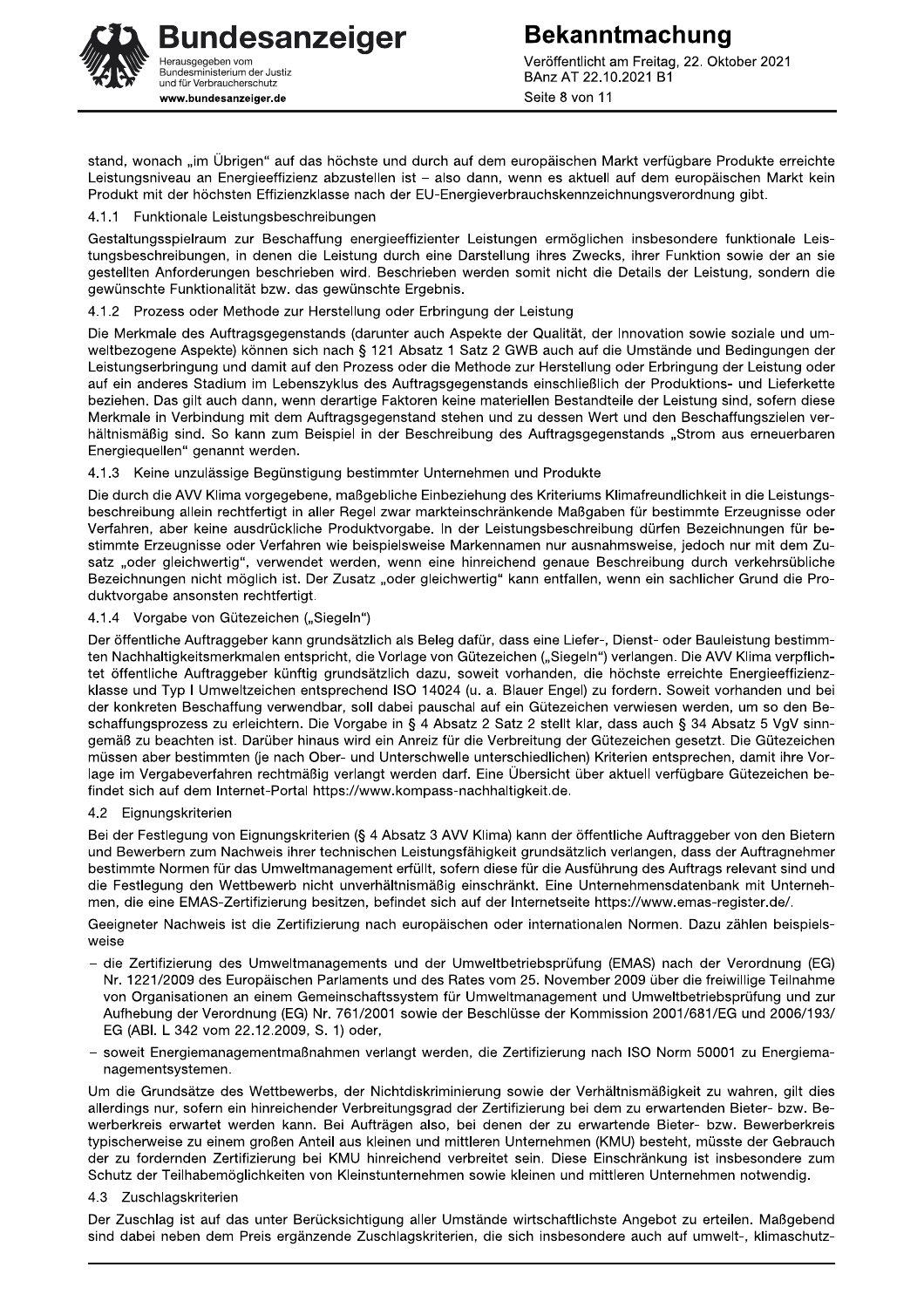stand, wonach „im Übrigen" auf das höchste und durch auf dem europäischen Markt verfügbare Produkte erreichte Leistungsniveau an Energieeffizienz abzustellen ist – also dann, wenn es aktuell auf dem europäischen Markt kein Produkt mit der höchsten Effizienzklasse nach der EU-Energieverbrauchskennzeichnungsverordnung gibt.

#### 4.1.1 Funktionale Leistungsbeschreibungen

Gestaltungsspielraum zur Beschaffung energieeffizienter Leistungen ermöglichen insbesondere funktionale Leistungsbeschreibungen, in denen die Leistung durch eine Darstellung ihres Zwecks, ihrer Funktion sowie der an sie gestellten Anforderungen beschrieben wird. Beschrieben werden somit nicht die Details der Leistung, sondern die gewünschte Funktionalität bzw. das gewünschte Ergebnis.

#### 4.1.2 Prozess oder Methode zur Herstellung oder Erbringung der Leistung

Die Merkmale des Auftragsgegenstands (darunter auch Aspekte der Qualität, der Innovation sowie soziale und umweltbezogene Aspekte) können sich nach § 121 Absatz 1 Satz 2 GWB auch auf die Umstände und Bedingungen der Leistungserbringung und damit auf den Prozess oder die Methode zur Herstellung oder Erbringung der Leistung oder auf ein anderes Stadium im Lebenszyklus des Auftragsgegenstands einschließlich der Produktions- und Lieferkette beziehen. Das gilt auch dann, wenn derartige Faktoren keine materiellen Bestandteile der Leistung sind, sofern diese Merkmale in Verbindung mit dem Auftragsgegenstand stehen und zu dessen Wert und den Beschaffungszielen verhältnismäßig sind. So kann zum Beispiel in der Beschreibung des Auftragsgegenstands „Strom aus erneuerbaren Energiequellen" genannt werden.

#### 4.1.3 Keine unzulässige Begünstigung bestimmter Unternehmen und Produkte

Die durch die AVV Klima vorgegebene, maßgebliche Einbeziehung des Kriteriums Klimafreundlichkeit in die Leistungsbeschreibung allein rechtfertigt in aller Regel zwar markteinschränkende Maßgaben für bestimmte Erzeugnisse oder Verfahren, aber keine ausdrückliche Produktvorgabe. In der Leistungsbeschreibung dürfen Bezeichnungen für bestimmte Erzeugnisse oder Verfahren wie beispielsweise Markennamen nur ausnahmsweise, jedoch nur mit dem Zusatz „oder gleichwertig", verwendet werden, wenn eine hinreichend genaue Beschreibung durch verkehrsübliche Bezeichnungen nicht möglich ist. Der Zusatz „oder gleichwertig" kann entfallen, wenn ein sachlicher Grund die Produktvorgabe ansonsten rechtfertigt.

#### 4.1.4 Vorgabe von Gütezeichen („Siegeln")

Der öffentliche Auftraggeber kann grundsätzlich als Beleg dafür, dass eine Liefer-, Dienst- oder Bauleistung bestimmten Nachhaltigkeitsmerkmalen entspricht, die Vorlage von Gütezeichen („Siegeln") verlangen. Die AVV Klima verpflichtet öffentliche Auftraggeber künftig grundsätzlich dazu, soweit vorhanden, die höchste erreichte Energieeffizienzklasse und Typ I Umweltzeichen entsprechend ISO 14024 (u. a. Blauer Engel) zu fordern. Soweit vorhanden und bei der konkreten Beschaffung verwendbar, soll dabei pauschal auf ein Gütezeichen verwiesen werden, um so den Beschaffungsprozess zu erleichtern. Die Vorgabe in § 4 Absatz 2 Satz 2 stellt klar, dass auch § 34 Absatz 5 VgV sinngemäß zu beachten ist. Darüber hinaus wird ein Anreiz für die Verbreitung der Gütezeichen gesetzt. Die Gütezeichen müssen aber bestimmten (je nach Ober- und Unterschwelle unterschiedlichen) Kriterien entsprechen, damit ihre Vorlage im Vergabeverfahren rechtmäßig verlangt werden darf. Eine Übersicht über aktuell verfügbare Gütezeichen befindet sich auf dem Internet-Portal https://www.kompass-nachhaltigkeit.de.

### 4.2 Eignungskriterien

Bei der Festlegung von Eignungskriterien (§ 4 Absatz 3 AVV Klima) kann der öffentliche Auftraggeber von den Bietern und Bewerbern zum Nachweis ihrer technischen Leistungsfähigkeit grundsätzlich verlangen, dass der Auftragnehmer bestimmte Normen für das Umweltmanagement erfüllt, sofern diese für die Ausführung des Auftrags relevant sind und die Festlegung den Wettbewerb nicht unverhältnismäßig einschränkt. Eine Unternehmensdatenbank mit Unternehmen, die eine EMAS-Zertifizierung besitzen, befindet sich auf der Internetseite https://www.emas-register.de/.

Geeigneter Nachweis ist die Zertifizierung nach europäischen oder internationalen Normen. Dazu zählen beispielsweise

- die Zertifizierung des Umweltmanagements und der Umweltbetriebsprüfung (EMAS) nach der Verordnung (EG) Nr. 1221/2009 des Europäischen Parlaments und des Rates vom 25. November 2009 über die freiwillige Teilnahme von Organisationen an einem Gemeinschaftssystem für Umweltmanagement und Umweltbetriebsprüfung und zur Aufhebung der Verordnung (EG) Nr. 761/2001 sowie der Beschlüsse der Kommission 2001/681/EG und 2006/193/EG (ABl. L 342 vom 22.12.2009, S. 1) oder,
- soweit Energiemanagementmaßnahmen verlangt werden, die Zertifizierung nach ISO Norm 50001 zu Energiemanagementsystemen.

Um die Grundsätze des Wettbewerbs, der Nichtdiskriminierung sowie der Verhältnismäßigkeit zu wahren, gilt dies allerdings nur, sofern ein hinreichender Verbreitungsgrad der Zertifizierung bei dem zu erwartenden Bieter- bzw. Bewerberkreis erwartet werden kann. Bei Aufträgen also, bei denen der zu erwartende Bieter- bzw. Bewerberkreis typischerweise zu einem großen Anteil aus kleinen und mittleren Unternehmen (KMU) besteht, müsste der Gebrauch der zu fordernden Zertifizierung bei KMU hinreichend verbreitet sein. Diese Einschränkung ist insbesondere zum Schutz der Teilhabemöglichkeiten von Kleinstunternehmen sowie kleinen und mittleren Unternehmen notwendig.

### 4.3 Zuschlagskriterien

Der Zuschlag ist auf das unter Berücksichtigung aller Umstände wirtschaftlichste Angebot zu erteilen. Maßgebend sind dabei neben dem Preis ergänzende Zuschlagskriterien, die sich insbesondere auch auf umwelt-, klimaschutz-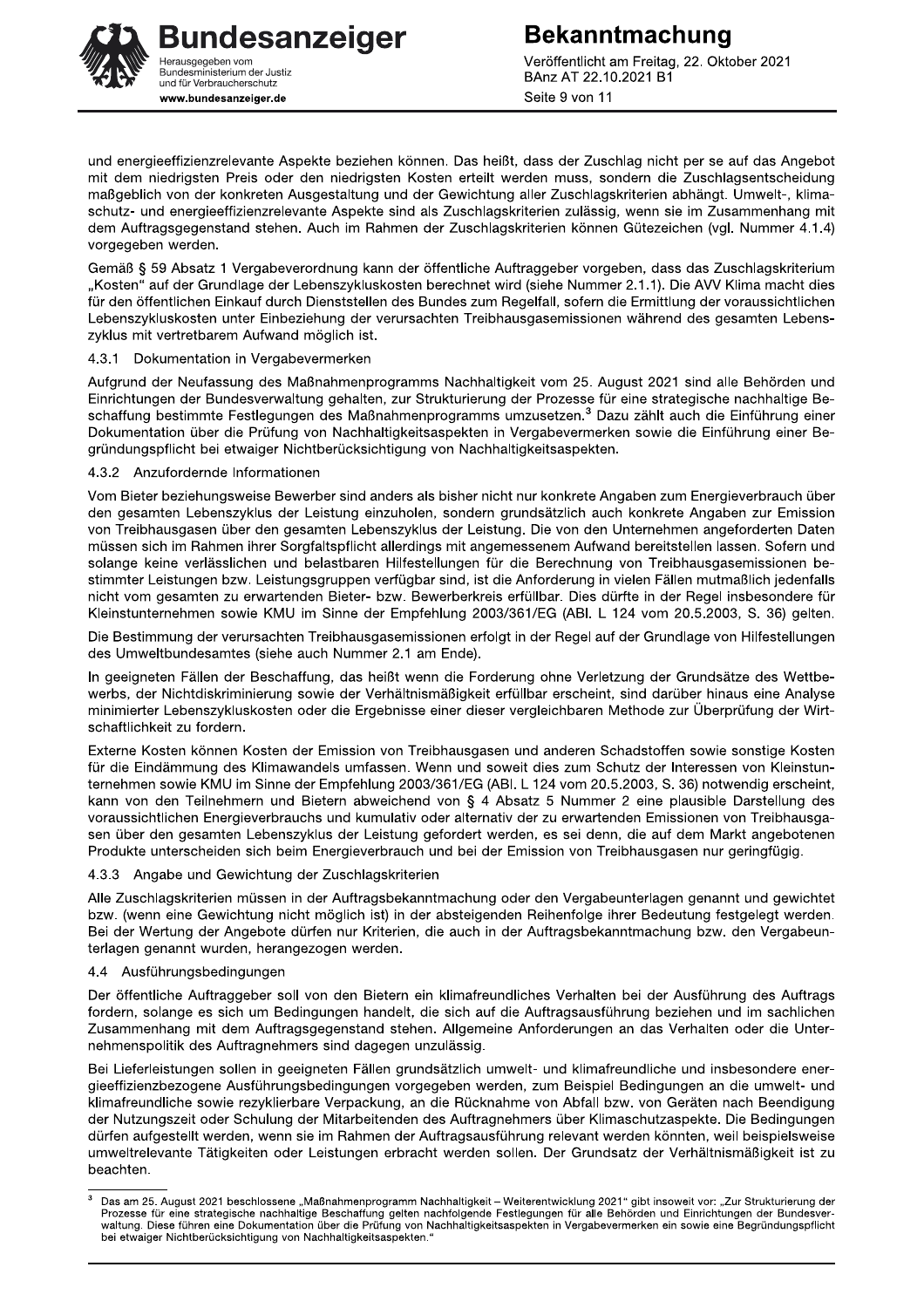und energieeffizienzrelevante Aspekte beziehen können. Das heißt, dass der Zuschlag nicht per se auf das Angebot mit dem niedrigsten Preis oder den niedrigsten Kosten erteilt werden muss, sondern die Zuschlagsentscheidung maßgeblich von der konkreten Ausgestaltung und der Gewichtung aller Zuschlagskriterien abhängt. Umwelt-, klimaschutz- und energieeffizienzrelevante Aspekte sind als Zuschlagskriterien zulässig, wenn sie im Zusammenhang mit dem Auftragsgegenstand stehen. Auch im Rahmen der Zuschlagskriterien können Gütezeichen (vgl. Nummer 4.1.4) vorgegeben werden.

Gemäß § 59 Absatz 1 Vergabeverordnung kann der öffentliche Auftraggeber vorgeben, dass das Zuschlagskriterium „Kosten" auf der Grundlage der Lebenszykluskosten berechnet wird (siehe Nummer 2.1.1). Die AVV Klima macht dies für den öffentlichen Einkauf durch Dienststellen des Bundes zum Regelfall, sofern die Ermittlung der voraussichtlichen Lebenszykluskosten unter Einbeziehung der verursachten Treibhausgasemissionen während des gesamten Lebenszyklus mit vertretbarem Aufwand möglich ist.

### 4.3.1 Dokumentation in Vergabevermerken

Aufgrund der Neufassung des Maßnahmenprogramms Nachhaltigkeit vom 25. August 2021 sind alle Behörden und Einrichtungen der Bundesverwaltung gehalten, zur Strukturierung der Prozesse für eine strategische nachhaltige Beschaffung bestimmte Festlegungen des Maßnahmenprogramms umzusetzen.[3] Dazu zählt auch die Einführung einer Dokumentation über die Prüfung von Nachhaltigkeitsaspekten in Vergabevermerken sowie die Einführung einer Begründungspflicht bei etwaiger Nichtberücksichtigung von Nachhaltigkeitsaspekten.

### 4.3.2 Anzufordernde Informationen

Vom Bieter beziehungsweise Bewerber sind anders als bisher nicht nur konkrete Angaben zum Energieverbrauch über den gesamten Lebenszyklus der Leistung einzuholen, sondern grundsätzlich auch konkrete Angaben zur Emission von Treibhausgasen über den gesamten Lebenszyklus der Leistung. Die von den Unternehmen angeforderten Daten müssen sich im Rahmen ihrer Sorgfaltspflicht allerdings mit angemessenem Aufwand bereitstellen lassen. Sofern und solange keine verlässlichen und belastbaren Hilfestellungen für die Berechnung von Treibhausgasemissionen bestimmter Leistungen bzw. Leistungsgruppen verfügbar sind, ist die Anforderung in vielen Fällen mutmaßlich jedenfalls nicht vom gesamten zu erwartenden Bieter- bzw. Bewerberkreis erfüllbar. Dies dürfte in der Regel insbesondere für Kleinstunternehmen sowie KMU im Sinne der Empfehlung 2003/361/EG (ABl. L 124 vom 20.5.2003, S. 36) gelten.

Die Bestimmung der verursachten Treibhausgasemissionen erfolgt in der Regel auf der Grundlage von Hilfestellungen des Umweltbundesamtes (siehe auch Nummer 2.1 am Ende).

In geeigneten Fällen der Beschaffung, das heißt wenn die Forderung ohne Verletzung der Grundsätze des Wettbewerbs, der Nichtdiskriminierung sowie der Verhältnismäßigkeit erfüllbar erscheint, sind darüber hinaus eine Analyse minimierter Lebenszykluskosten oder die Ergebnisse einer dieser vergleichbaren Methode zur Überprüfung der Wirtschaftlichkeit zu fordern.

Externe Kosten können Kosten der Emission von Treibhausgasen und anderen Schadstoffen sowie sonstige Kosten für die Eindämmung des Klimawandels umfassen. Wenn und soweit dies zum Schutz der Interessen von Kleinstunternehmen sowie KMU im Sinne der Empfehlung 2003/361/EG (ABl. L 124 vom 20.5.2003, S. 36) notwendig erscheint, kann von den Teilnehmern und Bietern abweichend von § 4 Absatz 5 Nummer 2 eine plausible Darstellung des voraussichtlichen Energieverbrauchs und kumulativ oder alternativ der zu erwartenden Emissionen von Treibhausgasen über den gesamten Lebenszyklus der Leistung gefordert werden, es sei denn, die auf dem Markt angebotenen Produkte unterscheiden sich beim Energieverbrauch und bei der Emission von Treibhausgasen nur geringfügig.

### 4.3.3 Angabe und Gewichtung der Zuschlagskriterien

Alle Zuschlagskriterien müssen in der Auftragsbekanntmachung oder den Vergabeunterlagen genannt und gewichtet bzw. (wenn eine Gewichtung nicht möglich ist) in der absteigenden Reihenfolge ihrer Bedeutung festgelegt werden. Bei der Wertung der Angebote dürfen nur Kriterien, die auch in der Auftragsbekanntmachung bzw. den Vergabeunterlagen genannt wurden, herangezogen werden.

## 4.4 Ausführungsbedingungen

Der öffentliche Auftraggeber soll von den Bietern ein klimafreundliches Verhalten bei der Ausführung des Auftrags fordern, solange es sich um Bedingungen handelt, die sich auf die Auftragsausführung beziehen und im sachlichen Zusammenhang mit dem Auftragsgegenstand stehen. Allgemeine Anforderungen an das Verhalten oder die Unternehmenspolitik des Auftragnehmers sind dagegen unzulässig.

Bei Lieferleistungen sollen in geeigneten Fällen grundsätzlich umwelt- und klimafreundliche und insbesondere energieeffizienzbezogene Ausführungsbedingungen vorgegeben werden, zum Beispiel Bedingungen an die umwelt- und klimafreundliche sowie rezyklierbare Verpackung, an die Rücknahme von Abfall bzw. von Geräten nach Beendigung der Nutzungszeit oder Schulung der Mitarbeitenden des Auftragnehmers über Klimaschutzaspekte. Die Bedingungen dürfen aufgestellt werden, wenn sie im Rahmen der Auftragsausführung relevant werden könnten, weil beispielsweise umweltrelevante Tätigkeiten oder Leistungen erbracht werden sollen. Der Grundsatz der Verhältnismäßigkeit ist zu beachten.

---

[3] Das am 25. August 2021 beschlossene „Maßnahmenprogramm Nachhaltigkeit – Weiterentwicklung 2021" gibt insoweit vor: „Zur Strukturierung der Prozesse für eine strategische nachhaltige Beschaffung gelten nachfolgende Festlegungen für alle Behörden und Einrichtungen der Bundesverwaltung. Diese führen eine Dokumentation über die Prüfung von Nachhaltigkeitsaspekten in Vergabevermerken ein sowie eine Begründungspflicht bei etwaiger Nichtberücksichtigung von Nachhaltigkeitsaspekten."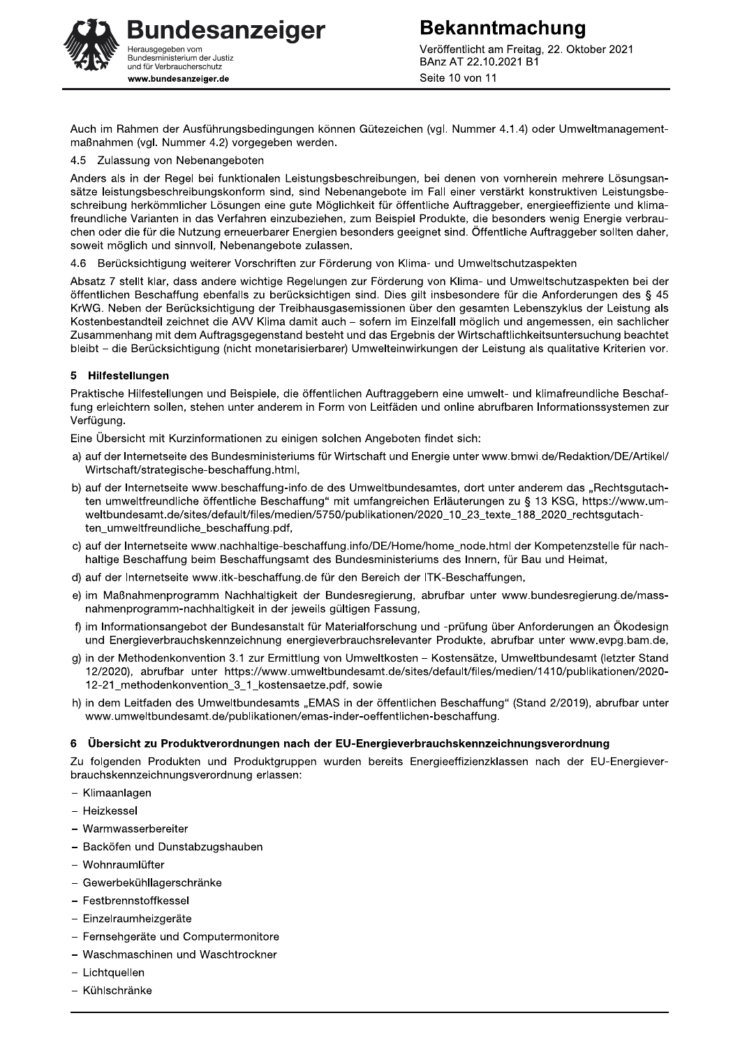Auch im Rahmen der Ausführungsbedingungen können Gütezeichen (vgl. Nummer 4.1.4) oder Umweltmanagementmaßnahmen (vgl. Nummer 4.2) vorgegeben werden.

### 4.5 Zulassung von Nebenangeboten

Anders als in der Regel bei funktionalen Leistungsbeschreibungen, bei denen von vornherein mehrere Lösungsansätze leistungsbeschreibungskonform sind, sind Nebenangebote im Fall einer verstärkt konstruktiven Leistungsbeschreibung herkömmlicher Lösungen eine gute Möglichkeit für öffentliche Auftraggeber, energieeffiziente und klimafreundliche Varianten in das Verfahren einzubeziehen, zum Beispiel Produkte, die besonders wenig Energie verbrauchen oder die für die Nutzung erneuerbarer Energien besonders geeignet sind. Öffentliche Auftraggeber sollten daher, soweit möglich und sinnvoll, Nebenangebote zulassen.

### 4.6 Berücksichtigung weiterer Vorschriften zur Förderung von Klima- und Umweltschutzaspekten

Absatz 7 stellt klar, dass andere wichtige Regelungen zur Förderung von Klima- und Umweltschutzaspekten bei der öffentlichen Beschaffung ebenfalls zu berücksichtigen sind. Dies gilt insbesondere für die Anforderungen des § 45 KrWG. Neben der Berücksichtigung der Treibhausgasemissionen über den gesamten Lebenszyklus der Leistung als Kostenbestandteil zeichnet die AVV Klima damit auch – sofern im Einzelfall möglich und angemessen, ein sachlicher Zusammenhang mit dem Auftragsgegenstand besteht und das Ergebnis der Wirtschaftlichkeitsuntersuchung beachtet bleibt – die Berücksichtigung (nicht monetarisierbarer) Umwelteinwirkungen der Leistung als qualitative Kriterien vor.

## 5 Hilfestellungen

Praktische Hilfestellungen und Beispiele, die öffentlichen Auftraggebern eine umwelt- und klimafreundliche Beschaffung erleichtern sollen, stehen unter anderem in Form von Leitfäden und online abrufbaren Informationssystemen zur Verfügung.

Eine Übersicht mit Kurzinformationen zu einigen solchen Angeboten findet sich:

a) auf der Internetseite des Bundesministeriums für Wirtschaft und Energie unter www.bmwi.de/Redaktion/DE/Artikel/Wirtschaft/strategische-beschaffung.html,

b) auf der Internetseite www.beschaffung-info.de des Umweltbundesamtes, dort unter anderem das „Rechtsgutachten umweltfreundliche öffentliche Beschaffung“ mit umfangreichen Erläuterungen zu § 13 KSG, https://www.umweltbundesamt.de/sites/default/files/medien/5750/publikationen/2020_10_23_texte_188_2020_rechtsgutachten_umweltfreundliche_beschaffung.pdf,

c) auf der Internetseite www.nachhaltige-beschaffung.info/DE/Home/home_node.html der Kompetenzstelle für nachhaltige Beschaffung beim Beschaffungsamt des Bundesministeriums des Innern, für Bau und Heimat,

d) auf der Internetseite www.itk-beschaffung.de für den Bereich der ITK-Beschaffungen,

e) im Maßnahmenprogramm Nachhaltigkeit der Bundesregierung, abrufbar unter www.bundesregierung.de/massnahmenprogramm-nachhaltigkeit in der jeweils gültigen Fassung,

f) im Informationsangebot der Bundesanstalt für Materialforschung und -prüfung über Anforderungen an Ökodesign und Energieverbrauchskennzeichnung energieverbrauchsrelevanter Produkte, abrufbar unter www.evpg.bam.de,

g) in der Methodenkonvention 3.1 zur Ermittlung von Umweltkosten – Kostensätze, Umweltbundesamt (letzter Stand 12/2020), abrufbar unter https://www.umweltbundesamt.de/sites/default/files/medien/1410/publikationen/2020-12-21_methodenkonvention_3_1_kostensaetze.pdf, sowie

h) in dem Leitfaden des Umweltbundesamts „EMAS in der öffentlichen Beschaffung“ (Stand 2/2019), abrufbar unter www.umweltbundesamt.de/publikationen/emas-inder-oeffentlichen-beschaffung.

## 6 Übersicht zu Produktverordnungen nach der EU-Energieverbrauchskennzeichnungsverordnung

Zu folgenden Produkten und Produktgruppen wurden bereits Energieeffizienzklassen nach der EU-Energieverbrauchskennzeichnungsverordnung erlassen:

- Klimaanlagen
- Heizkessel
- Warmwasserbereiter
- Backöfen und Dunstabzugshauben
- Wohnraumlüfter
- Gewerbekühllagerschränke
- Festbrennstoffkessel
- Einzelraumheizgeräte
- Fernsehgeräte und Computermonitore
- Waschmaschinen und Waschtrockner
- Lichtquellen
- Kühlschränke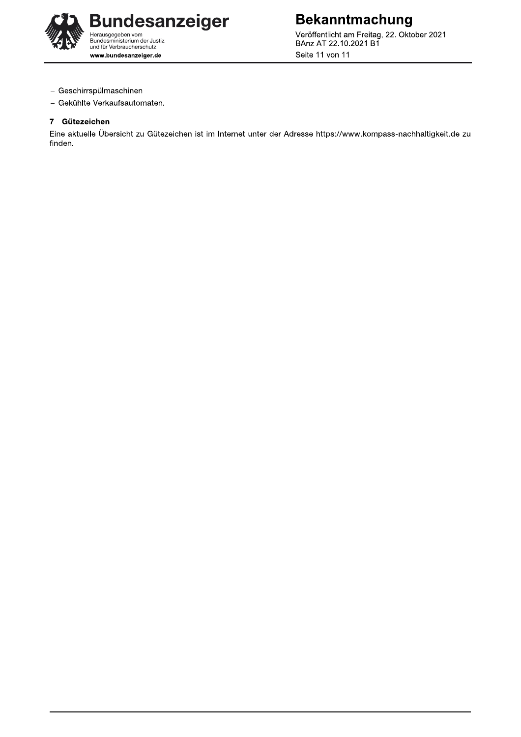- Geschirrspülmaschinen
- Gekühlte Verkaufsautomaten.

## 7 Gütezeichen

Eine aktuelle Übersicht zu Gütezeichen ist im Internet unter der Adresse https://www.kompass-nachhaltigkeit.de zu finden.